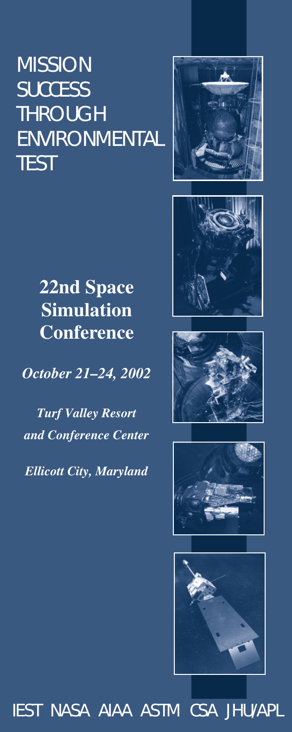# MISSION SUCCESS THROUGH ENVIRONMENTAL TEST

## 22nd Space Simulation Conference

***October 21–24, 2002***

***Turf Valley Resort and Conference Center***

***Ellicott City, Maryland***

IEST NASA AIAA ASTM CSA JHU/APL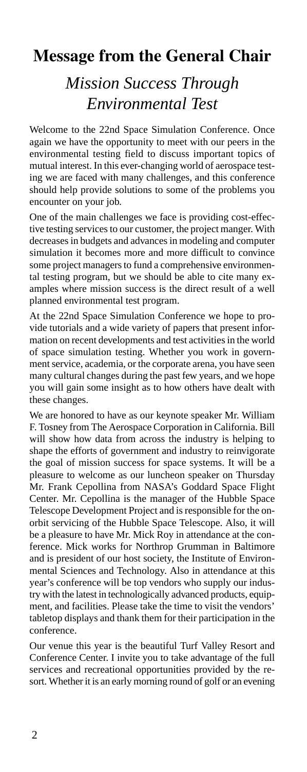# Message from the General Chair

## *Mission Success Through Environmental Test*

Welcome to the 22nd Space Simulation Conference. Once again we have the opportunity to meet with our peers in the environmental testing field to discuss important topics of mutual interest. In this ever-changing world of aerospace testing we are faced with many challenges, and this conference should help provide solutions to some of the problems you encounter on your job.

One of the main challenges we face is providing cost-effective testing services to our customer, the project manger. With decreases in budgets and advances in modeling and computer simulation it becomes more and more difficult to convince some project managers to fund a comprehensive environmental testing program, but we should be able to cite many examples where mission success is the direct result of a well planned environmental test program.

At the 22nd Space Simulation Conference we hope to provide tutorials and a wide variety of papers that present information on recent developments and test activities in the world of space simulation testing. Whether you work in government service, academia, or the corporate arena, you have seen many cultural changes during the past few years, and we hope you will gain some insight as to how others have dealt with these changes.

We are honored to have as our keynote speaker Mr. William F. Tosney from The Aerospace Corporation in California. Bill will show how data from across the industry is helping to shape the efforts of government and industry to reinvigorate the goal of mission success for space systems. It will be a pleasure to welcome as our luncheon speaker on Thursday Mr. Frank Cepollina from NASA's Goddard Space Flight Center. Mr. Cepollina is the manager of the Hubble Space Telescope Development Project and is responsible for the on-orbit servicing of the Hubble Space Telescope. Also, it will be a pleasure to have Mr. Mick Roy in attendance at the conference. Mick works for Northrop Grumman in Baltimore and is president of our host society, the Institute of Environmental Sciences and Technology. Also in attendance at this year's conference will be top vendors who supply our industry with the latest in technologically advanced products, equipment, and facilities. Please take the time to visit the vendors' tabletop displays and thank them for their participation in the conference.

Our venue this year is the beautiful Turf Valley Resort and Conference Center. I invite you to take advantage of the full services and recreational opportunities provided by the resort. Whether it is an early morning round of golf or an evening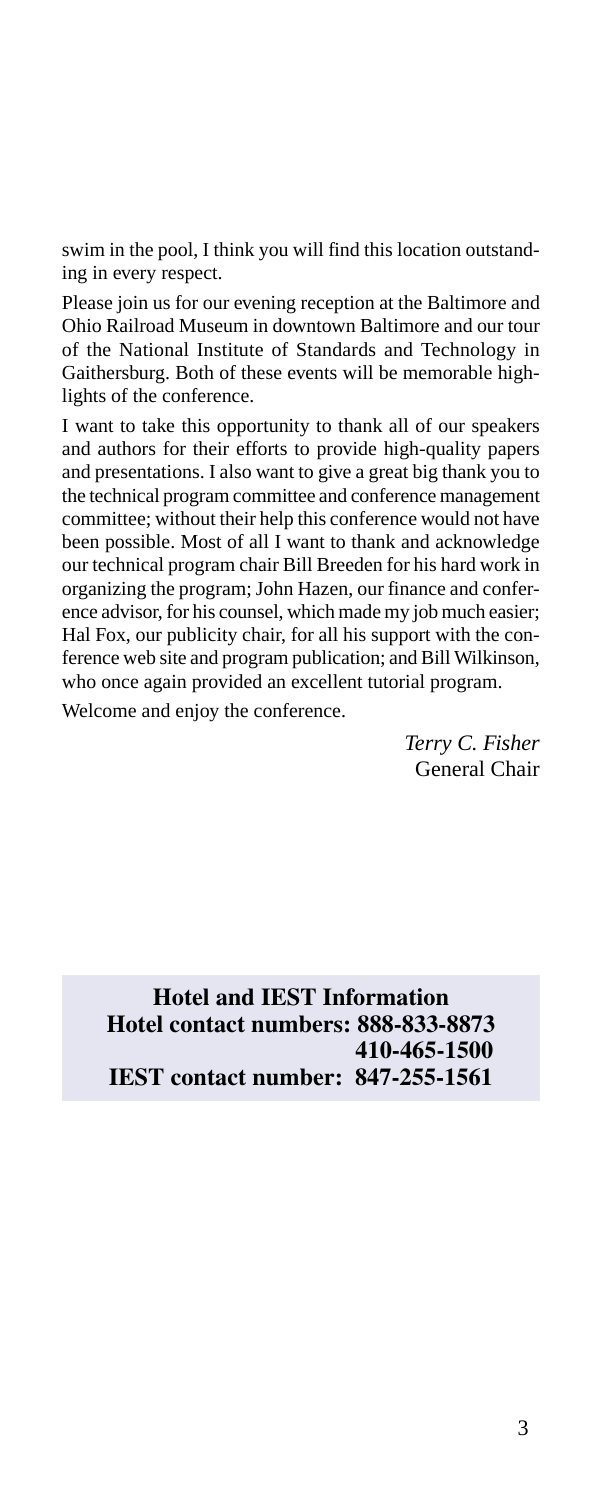swim in the pool, I think you will find this location outstanding in every respect.

Please join us for our evening reception at the Baltimore and Ohio Railroad Museum in downtown Baltimore and our tour of the National Institute of Standards and Technology in Gaithersburg. Both of these events will be memorable highlights of the conference.

I want to take this opportunity to thank all of our speakers and authors for their efforts to provide high-quality papers and presentations. I also want to give a great big thank you to the technical program committee and conference management committee; without their help this conference would not have been possible. Most of all I want to thank and acknowledge our technical program chair Bill Breeden for his hard work in organizing the program; John Hazen, our finance and conference advisor, for his counsel, which made my job much easier; Hal Fox, our publicity chair, for all his support with the conference web site and program publication; and Bill Wilkinson, who once again provided an excellent tutorial program.

Welcome and enjoy the conference.

*Terry C. Fisher*
General Chair

**Hotel and IEST Information**
**Hotel contact numbers: 888-833-8873**
**410-465-1500**
**IEST contact number: 847-255-1561**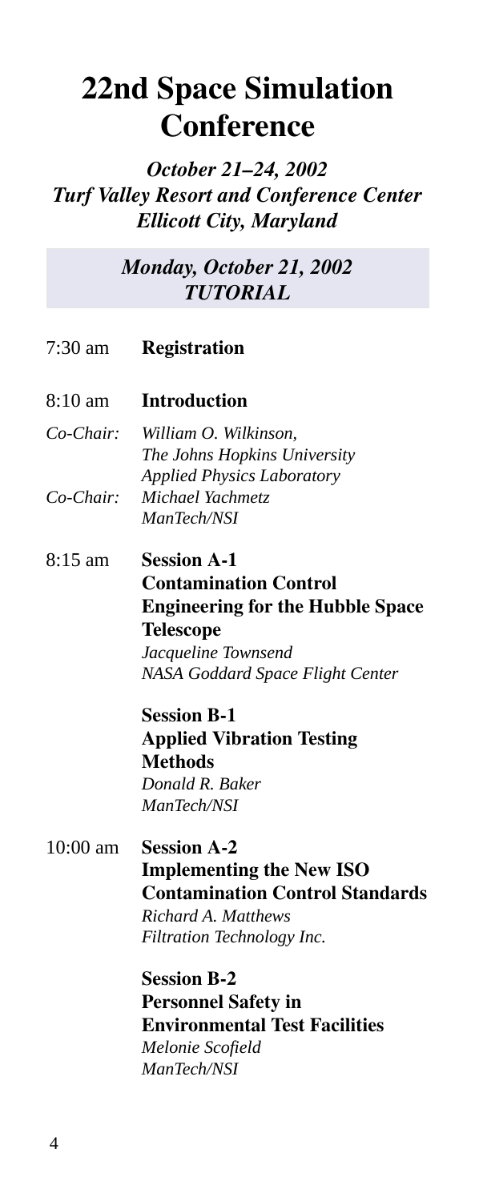# 22nd Space Simulation Conference

*October 21–24, 2002*
*Turf Valley Resort and Conference Center*
*Ellicott City, Maryland*

## *Monday, October 21, 2002*
## *TUTORIAL*

7:30 am **Registration**

8:10 am **Introduction**

*Co-Chair:* *William O. Wilkinson,*
*The Johns Hopkins University*
*Applied Physics Laboratory*

*Co-Chair:* *Michael Yachmetz*
*ManTech/NSI*

8:15 am **Session A-1**
**Contamination Control Engineering for the Hubble Space Telescope**
*Jacqueline Townsend*
*NASA Goddard Space Flight Center*

**Session B-1**
**Applied Vibration Testing Methods**
*Donald R. Baker*
*ManTech/NSI*

10:00 am **Session A-2**
**Implementing the New ISO Contamination Control Standards**
*Richard A. Matthews*
*Filtration Technology Inc.*

**Session B-2**
**Personnel Safety in Environmental Test Facilities**
*Melonie Scofield*
*ManTech/NSI*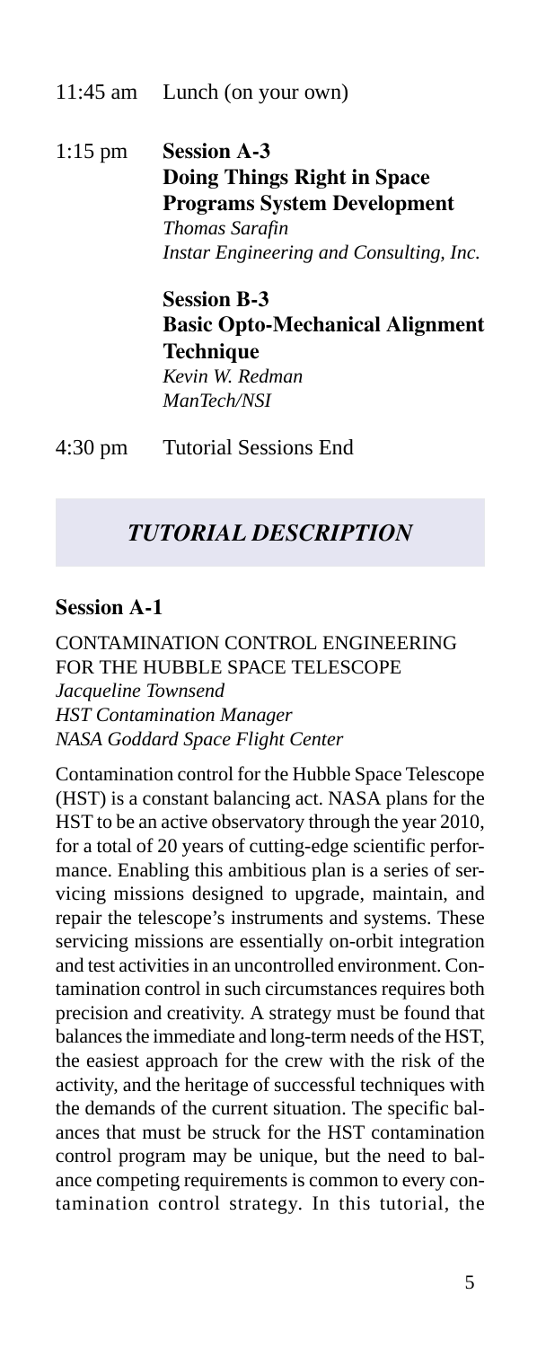11:45 am Lunch (on your own)

1:15 pm **Session A-3**
**Doing Things Right in Space Programs System Development**
*Thomas Sarafin*
*Instar Engineering and Consulting, Inc.*

**Session B-3**
**Basic Opto-Mechanical Alignment Technique**
*Kevin W. Redman*
*ManTech/NSI*

4:30 pm Tutorial Sessions End

## *TUTORIAL DESCRIPTION*

### Session A-1

CONTAMINATION CONTROL ENGINEERING FOR THE HUBBLE SPACE TELESCOPE
*Jacqueline Townsend*
*HST Contamination Manager*
*NASA Goddard Space Flight Center*

Contamination control for the Hubble Space Telescope (HST) is a constant balancing act. NASA plans for the HST to be an active observatory through the year 2010, for a total of 20 years of cutting-edge scientific performance. Enabling this ambitious plan is a series of servicing missions designed to upgrade, maintain, and repair the telescope's instruments and systems. These servicing missions are essentially on-orbit integration and test activities in an uncontrolled environment. Contamination control in such circumstances requires both precision and creativity. A strategy must be found that balances the immediate and long-term needs of the HST, the easiest approach for the crew with the risk of the activity, and the heritage of successful techniques with the demands of the current situation. The specific balances that must be struck for the HST contamination control program may be unique, but the need to balance competing requirements is common to every contamination control strategy. In this tutorial, the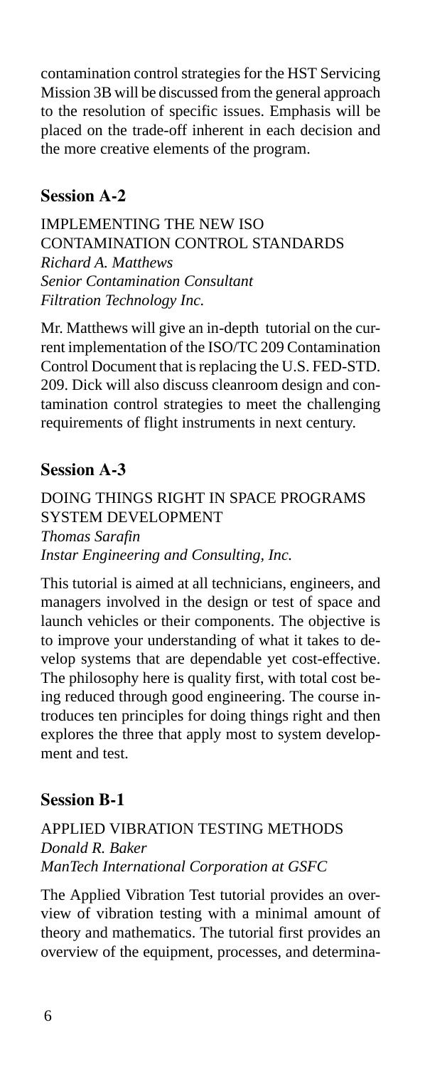contamination control strategies for the HST Servicing Mission 3B will be discussed from the general approach to the resolution of specific issues. Emphasis will be placed on the trade-off inherent in each decision and the more creative elements of the program.

## Session A-2

IMPLEMENTING THE NEW ISO CONTAMINATION CONTROL STANDARDS
*Richard A. Matthews*
*Senior Contamination Consultant*
*Filtration Technology Inc.*

Mr. Matthews will give an in-depth tutorial on the current implementation of the ISO/TC 209 Contamination Control Document that is replacing the U.S. FED-STD. 209. Dick will also discuss cleanroom design and contamination control strategies to meet the challenging requirements of flight instruments in next century.

## Session A-3

DOING THINGS RIGHT IN SPACE PROGRAMS SYSTEM DEVELOPMENT
*Thomas Sarafin*
*Instar Engineering and Consulting, Inc.*

This tutorial is aimed at all technicians, engineers, and managers involved in the design or test of space and launch vehicles or their components. The objective is to improve your understanding of what it takes to develop systems that are dependable yet cost-effective. The philosophy here is quality first, with total cost being reduced through good engineering. The course introduces ten principles for doing things right and then explores the three that apply most to system development and test.

## Session B-1

APPLIED VIBRATION TESTING METHODS
*Donald R. Baker*
*ManTech International Corporation at GSFC*

The Applied Vibration Test tutorial provides an overview of vibration testing with a minimal amount of theory and mathematics. The tutorial first provides an overview of the equipment, processes, and determina-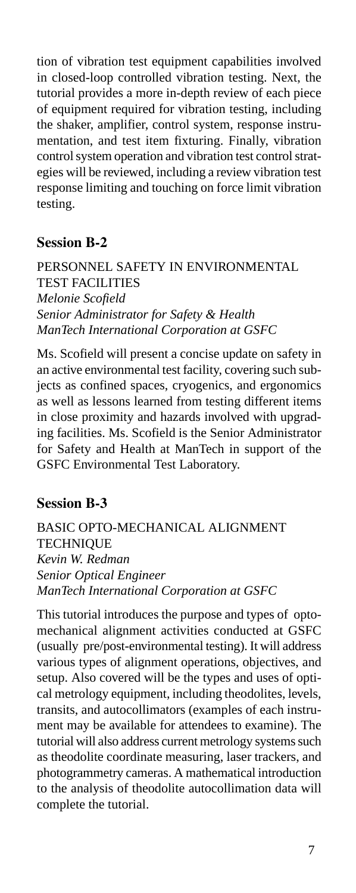tion of vibration test equipment capabilities involved in closed-loop controlled vibration testing. Next, the tutorial provides a more in-depth review of each piece of equipment required for vibration testing, including the shaker, amplifier, control system, response instrumentation, and test item fixturing. Finally, vibration control system operation and vibration test control strategies will be reviewed, including a review vibration test response limiting and touching on force limit vibration testing.

## Session B-2

PERSONNEL SAFETY IN ENVIRONMENTAL TEST FACILITIES
*Melonie Scofield*
*Senior Administrator for Safety & Health*
*ManTech International Corporation at GSFC*

Ms. Scofield will present a concise update on safety in an active environmental test facility, covering such subjects as confined spaces, cryogenics, and ergonomics as well as lessons learned from testing different items in close proximity and hazards involved with upgrading facilities. Ms. Scofield is the Senior Administrator for Safety and Health at ManTech in support of the GSFC Environmental Test Laboratory.

## Session B-3

BASIC OPTO-MECHANICAL ALIGNMENT TECHNIQUE
*Kevin W. Redman*
*Senior Optical Engineer*
*ManTech International Corporation at GSFC*

This tutorial introduces the purpose and types of opto-mechanical alignment activities conducted at GSFC (usually pre/post-environmental testing). It will address various types of alignment operations, objectives, and setup. Also covered will be the types and uses of optical metrology equipment, including theodolites, levels, transits, and autocollimators (examples of each instrument may be available for attendees to examine). The tutorial will also address current metrology systems such as theodolite coordinate measuring, laser trackers, and photogrammetry cameras. A mathematical introduction to the analysis of theodolite autocollimation data will complete the tutorial.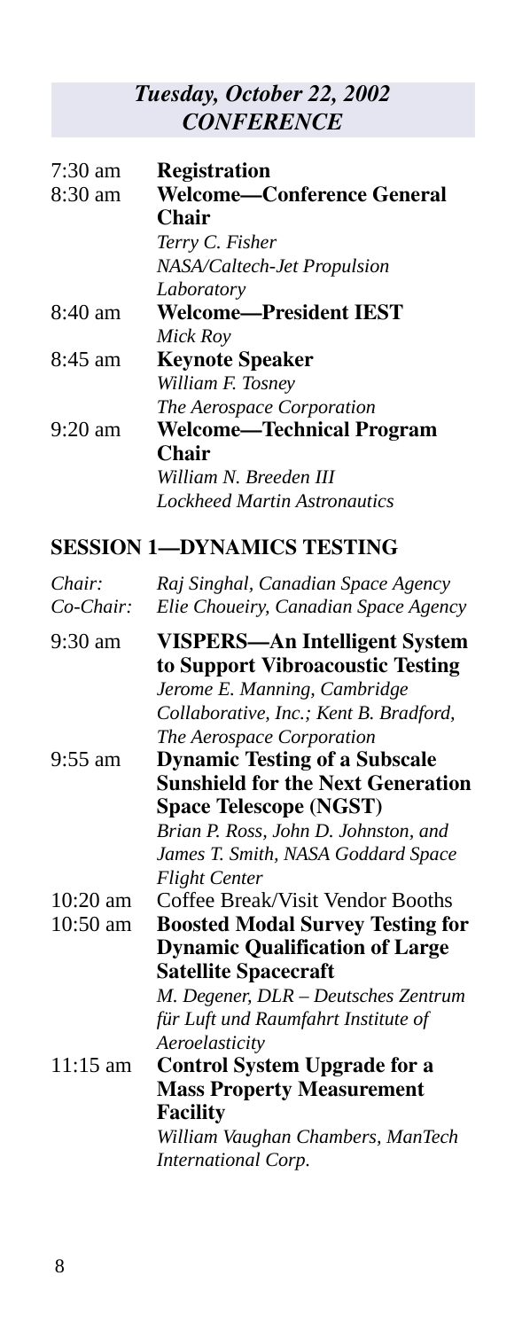## *Tuesday, October 22, 2002*
## *CONFERENCE*

| | |
|---|---|
| 7:30 am | **Registration** |
| 8:30 am | **Welcome—Conference General Chair**<br>*Terry C. Fisher*<br>*NASA/Caltech-Jet Propulsion Laboratory* |
| 8:40 am | **Welcome—President IEST**<br>*Mick Roy* |
| 8:45 am | **Keynote Speaker**<br>*William F. Tosney*<br>*The Aerospace Corporation* |
| 9:20 am | **Welcome—Technical Program Chair**<br>*William N. Breeden III*<br>*Lockheed Martin Astronautics* |

### SESSION 1—DYNAMICS TESTING

*Chair:* *Raj Singhal, Canadian Space Agency*
*Co-Chair:* *Elie Choueiry, Canadian Space Agency*

| | |
|---|---|
| 9:30 am | **VISPERS—An Intelligent System to Support Vibroacoustic Testing**<br>*Jerome E. Manning, Cambridge Collaborative, Inc.; Kent B. Bradford, The Aerospace Corporation* |
| 9:55 am | **Dynamic Testing of a Subscale Sunshield for the Next Generation Space Telescope (NGST)**<br>*Brian P. Ross, John D. Johnston, and James T. Smith, NASA Goddard Space Flight Center* |
| 10:20 am | Coffee Break/Visit Vendor Booths |
| 10:50 am | **Boosted Modal Survey Testing for Dynamic Qualification of Large Satellite Spacecraft**<br>*M. Degener, DLR – Deutsches Zentrum für Luft und Raumfahrt Institute of Aeroelasticity* |
| 11:15 am | **Control System Upgrade for a Mass Property Measurement Facility**<br>*William Vaughan Chambers, ManTech International Corp.* |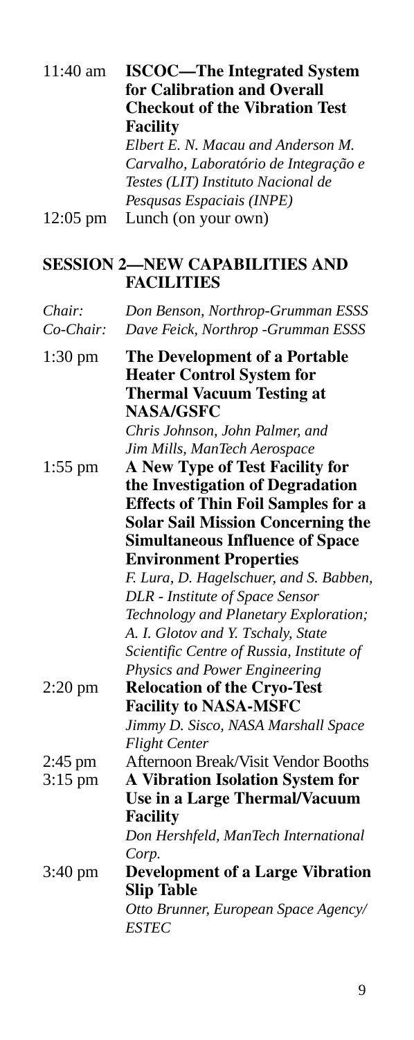11:40 am **ISCOC—The Integrated System for Calibration and Overall Checkout of the Vibration Test Facility**
*Elbert E. N. Macau and Anderson M. Carvalho, Laboratório de Integração e Testes (LIT) Instituto Nacional de Pesqusas Espaciais (INPE)*

12:05 pm Lunch (on your own)

## SESSION 2—NEW CAPABILITIES AND FACILITIES

*Chair: Don Benson, Northrop-Grumman ESSS*
*Co-Chair: Dave Feick, Northrop -Grumman ESSS*

1:30 pm **The Development of a Portable Heater Control System for Thermal Vacuum Testing at NASA/GSFC**
*Chris Johnson, John Palmer, and Jim Mills, ManTech Aerospace*

1:55 pm **A New Type of Test Facility for the Investigation of Degradation Effects of Thin Foil Samples for a Solar Sail Mission Concerning the Simultaneous Influence of Space Environment Properties**
*F. Lura, D. Hagelschuer, and S. Babben, DLR - Institute of Space Sensor Technology and Planetary Exploration; A. I. Glotov and Y. Tschaly, State Scientific Centre of Russia, Institute of Physics and Power Engineering*

2:20 pm **Relocation of the Cryo-Test Facility to NASA-MSFC**
*Jimmy D. Sisco, NASA Marshall Space Flight Center*

2:45 pm Afternoon Break/Visit Vendor Booths

3:15 pm **A Vibration Isolation System for Use in a Large Thermal/Vacuum Facility**
*Don Hershfeld, ManTech International Corp.*

3:40 pm **Development of a Large Vibration Slip Table**
*Otto Brunner, European Space Agency/ ESTEC*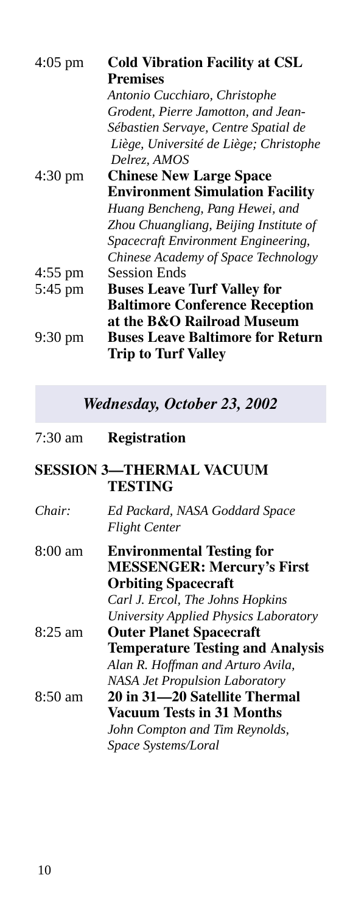4:05 pm **Cold Vibration Facility at CSL Premises**
*Antonio Cucchiaro, Christophe Grodent, Pierre Jamotton, and Jean-Sébastien Servaye, Centre Spatial de Liège, Université de Liège; Christophe Delrez, AMOS*

4:30 pm **Chinese New Large Space Environment Simulation Facility**
*Huang Bencheng, Pang Hewei, and Zhou Chuangliang, Beijing Institute of Spacecraft Environment Engineering, Chinese Academy of Space Technology*

4:55 pm Session Ends

5:45 pm **Buses Leave Turf Valley for Baltimore Conference Reception at the B&O Railroad Museum**

9:30 pm **Buses Leave Baltimore for Return Trip to Turf Valley**

## *Wednesday, October 23, 2002*

7:30 am **Registration**

### SESSION 3—THERMAL VACUUM TESTING

*Chair:* *Ed Packard, NASA Goddard Space Flight Center*

8:00 am **Environmental Testing for MESSENGER: Mercury's First Orbiting Spacecraft**
*Carl J. Ercol, The Johns Hopkins University Applied Physics Laboratory*

8:25 am **Outer Planet Spacecraft Temperature Testing and Analysis**
*Alan R. Hoffman and Arturo Avila, NASA Jet Propulsion Laboratory*

8:50 am **20 in 31—20 Satellite Thermal Vacuum Tests in 31 Months**
*John Compton and Tim Reynolds, Space Systems/Loral*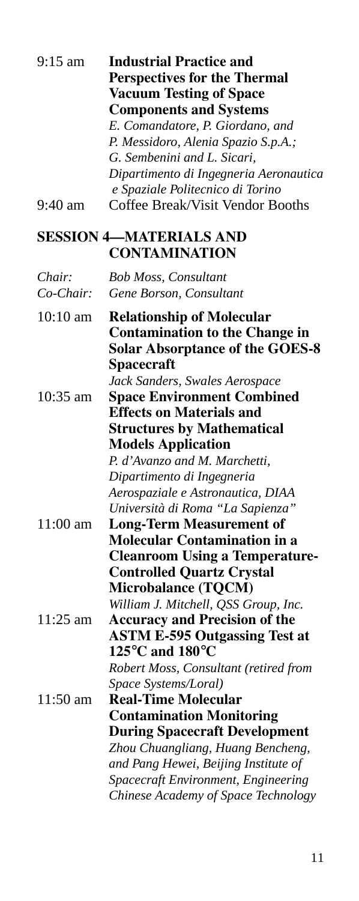9:15 am **Industrial Practice and Perspectives for the Thermal Vacuum Testing of Space Components and Systems**
*E. Comandatore, P. Giordano, and P. Messidoro, Alenia Spazio S.p.A.; G. Sembenini and L. Sicari, Dipartimento di Ingegneria Aeronautica e Spaziale Politecnico di Torino*

9:40 am Coffee Break/Visit Vendor Booths

## SESSION 4—MATERIALS AND CONTAMINATION

*Chair:* *Bob Moss, Consultant*
*Co-Chair:* *Gene Borson, Consultant*

10:10 am **Relationship of Molecular Contamination to the Change in Solar Absorptance of the GOES-8 Spacecraft**
*Jack Sanders, Swales Aerospace*

10:35 am **Space Environment Combined Effects on Materials and Structures by Mathematical Models Application**
*P. d'Avanzo and M. Marchetti, Dipartimento di Ingegneria Aerospaziale e Astronautica, DIAA Università di Roma "La Sapienza"*

11:00 am **Long-Term Measurement of Molecular Contamination in a Cleanroom Using a Temperature-Controlled Quartz Crystal Microbalance (TQCM)**
*William J. Mitchell, QSS Group, Inc.*

11:25 am **Accuracy and Precision of the ASTM E-595 Outgassing Test at 125°C and 180°C**
*Robert Moss, Consultant (retired from Space Systems/Loral)*

11:50 am **Real-Time Molecular Contamination Monitoring During Spacecraft Development**
*Zhou Chuangliang, Huang Bencheng, and Pang Hewei, Beijing Institute of Spacecraft Environment, Engineering Chinese Academy of Space Technology*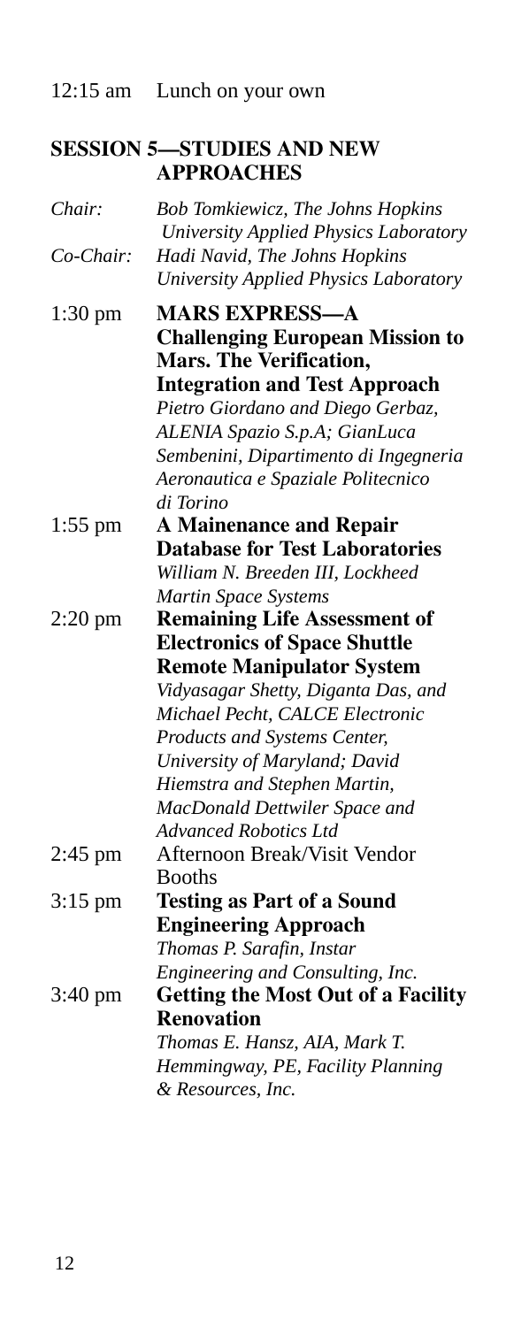12:15 am Lunch on your own

## SESSION 5—STUDIES AND NEW APPROACHES

*Chair:* *Bob Tomkiewicz, The Johns Hopkins University Applied Physics Laboratory*

*Co-Chair:* *Hadi Navid, The Johns Hopkins University Applied Physics Laboratory*

1:30 pm **MARS EXPRESS—A Challenging European Mission to Mars. The Verification, Integration and Test Approach**
*Pietro Giordano and Diego Gerbaz, ALENIA Spazio S.p.A; GianLuca Sembenini, Dipartimento di Ingegneria Aeronautica e Spaziale Politecnico di Torino*

1:55 pm **A Mainenance and Repair Database for Test Laboratories**
*William N. Breeden III, Lockheed Martin Space Systems*

2:20 pm **Remaining Life Assessment of Electronics of Space Shuttle Remote Manipulator System**
*Vidyasagar Shetty, Diganta Das, and Michael Pecht, CALCE Electronic Products and Systems Center, University of Maryland; David Hiemstra and Stephen Martin, MacDonald Dettwiler Space and Advanced Robotics Ltd*

2:45 pm Afternoon Break/Visit Vendor Booths

3:15 pm **Testing as Part of a Sound Engineering Approach**
*Thomas P. Sarafin, Instar Engineering and Consulting, Inc.*

3:40 pm **Getting the Most Out of a Facility Renovation**
*Thomas E. Hansz, AIA, Mark T. Hemmingway, PE, Facility Planning & Resources, Inc.*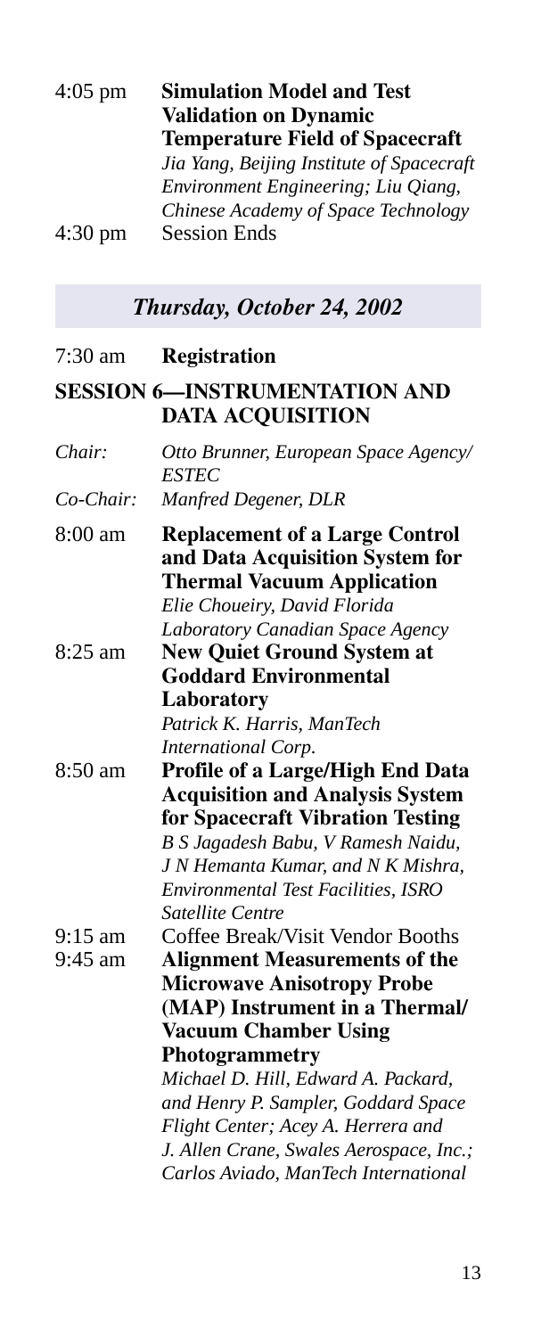4:05 pm **Simulation Model and Test Validation on Dynamic Temperature Field of Spacecraft**
*Jia Yang, Beijing Institute of Spacecraft Environment Engineering; Liu Qiang, Chinese Academy of Space Technology*

4:30 pm Session Ends

## *Thursday, October 24, 2002*

7:30 am **Registration**

### SESSION 6—INSTRUMENTATION AND DATA ACQUISITION

*Chair:* *Otto Brunner, European Space Agency/ ESTEC*

*Co-Chair:* *Manfred Degener, DLR*

8:00 am **Replacement of a Large Control and Data Acquisition System for Thermal Vacuum Application**
*Elie Choueiry, David Florida Laboratory Canadian Space Agency*

8:25 am **New Quiet Ground System at Goddard Environmental Laboratory**
*Patrick K. Harris, ManTech International Corp.*

8:50 am **Profile of a Large/High End Data Acquisition and Analysis System for Spacecraft Vibration Testing**
*B S Jagadesh Babu, V Ramesh Naidu, J N Hemanta Kumar, and N K Mishra, Environmental Test Facilities, ISRO Satellite Centre*

9:15 am Coffee Break/Visit Vendor Booths

9:45 am **Alignment Measurements of the Microwave Anisotropy Probe (MAP) Instrument in a Thermal/ Vacuum Chamber Using Photogrammetry**
*Michael D. Hill, Edward A. Packard, and Henry P. Sampler, Goddard Space Flight Center; Acey A. Herrera and J. Allen Crane, Swales Aerospace, Inc.; Carlos Aviado, ManTech International*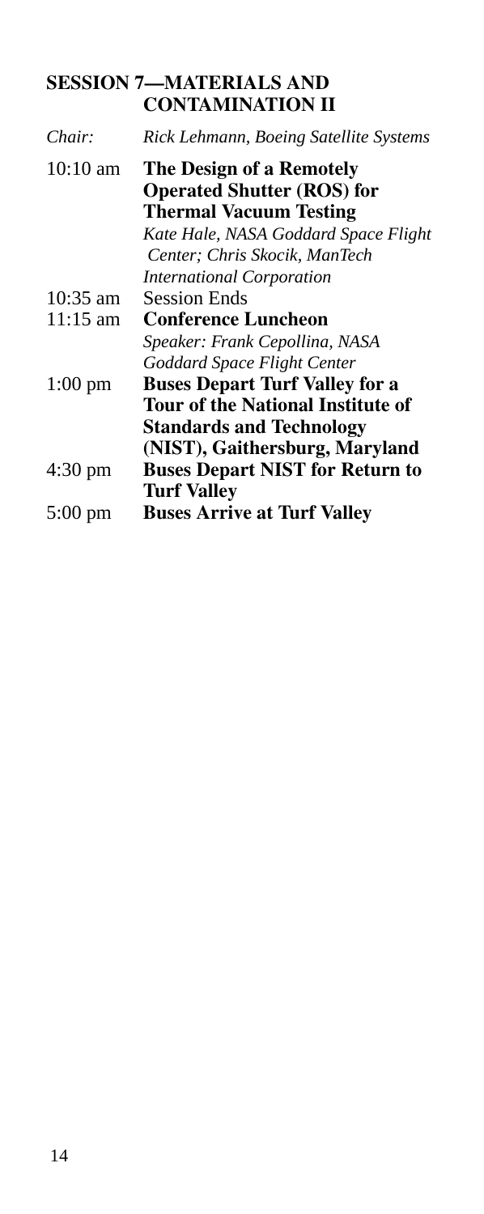## SESSION 7—MATERIALS AND CONTAMINATION II

*Chair:* *Rick Lehmann, Boeing Satellite Systems*

10:10 am **The Design of a Remotely Operated Shutter (ROS) for Thermal Vacuum Testing**
*Kate Hale, NASA Goddard Space Flight Center; Chris Skocik, ManTech International Corporation*

10:35 am Session Ends

11:15 am **Conference Luncheon**
*Speaker: Frank Cepollina, NASA Goddard Space Flight Center*

1:00 pm **Buses Depart Turf Valley for a Tour of the National Institute of Standards and Technology (NIST), Gaithersburg, Maryland**

4:30 pm **Buses Depart NIST for Return to Turf Valley**

5:00 pm **Buses Arrive at Turf Valley**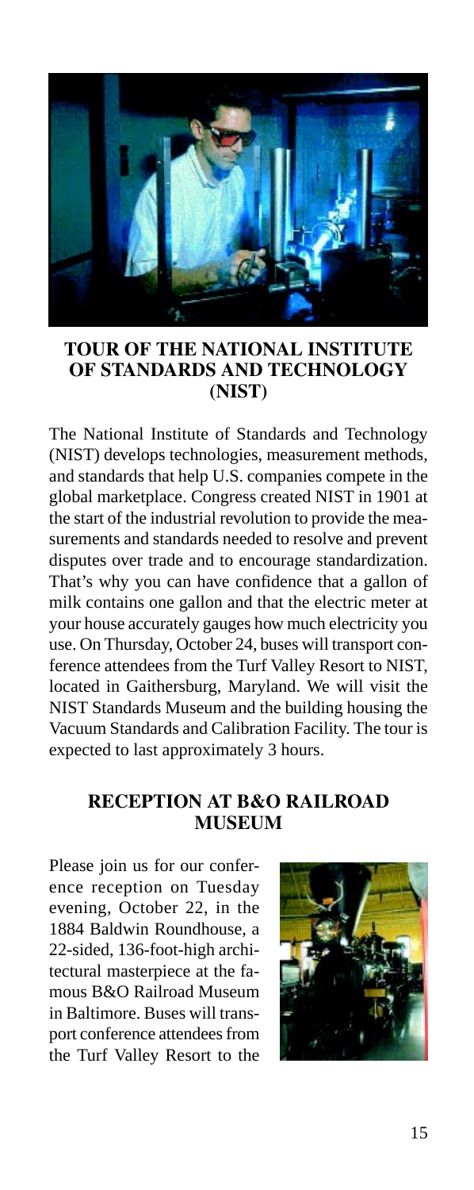## TOUR OF THE NATIONAL INSTITUTE OF STANDARDS AND TECHNOLOGY (NIST)

The National Institute of Standards and Technology (NIST) develops technologies, measurement methods, and standards that help U.S. companies compete in the global marketplace. Congress created NIST in 1901 at the start of the industrial revolution to provide the measurements and standards needed to resolve and prevent disputes over trade and to encourage standardization. That's why you can have confidence that a gallon of milk contains one gallon and that the electric meter at your house accurately gauges how much electricity you use. On Thursday, October 24, buses will transport conference attendees from the Turf Valley Resort to NIST, located in Gaithersburg, Maryland. We will visit the NIST Standards Museum and the building housing the Vacuum Standards and Calibration Facility. The tour is expected to last approximately 3 hours.

## RECEPTION AT B&O RAILROAD MUSEUM

Please join us for our conference reception on Tuesday evening, October 22, in the 1884 Baldwin Roundhouse, a 22-sided, 136-foot-high architectural masterpiece at the famous B&O Railroad Museum in Baltimore. Buses will transport conference attendees from the Turf Valley Resort to the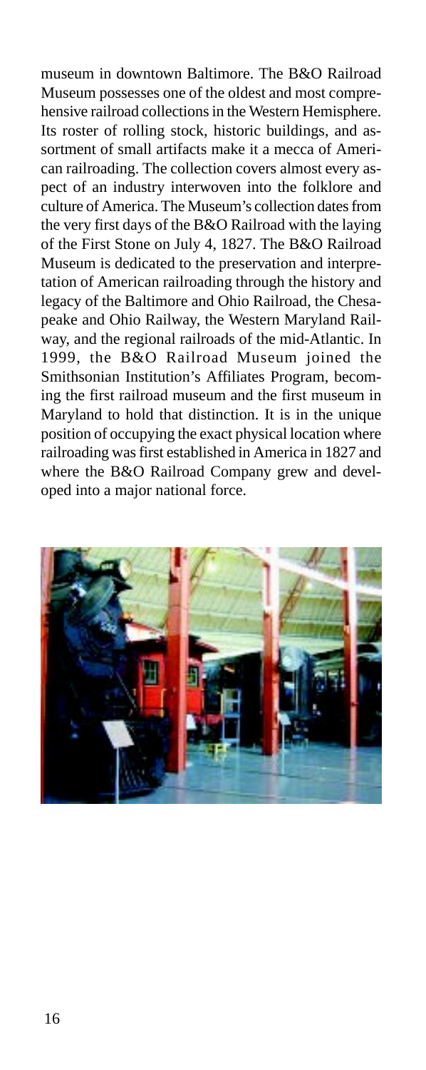museum in downtown Baltimore. The B&O Railroad Museum possesses one of the oldest and most comprehensive railroad collections in the Western Hemisphere. Its roster of rolling stock, historic buildings, and assortment of small artifacts make it a mecca of American railroading. The collection covers almost every aspect of an industry interwoven into the folklore and culture of America. The Museum's collection dates from the very first days of the B&O Railroad with the laying of the First Stone on July 4, 1827. The B&O Railroad Museum is dedicated to the preservation and interpretation of American railroading through the history and legacy of the Baltimore and Ohio Railroad, the Chesapeake and Ohio Railway, the Western Maryland Railway, and the regional railroads of the mid-Atlantic. In 1999, the B&O Railroad Museum joined the Smithsonian Institution's Affiliates Program, becoming the first railroad museum and the first museum in Maryland to hold that distinction. It is in the unique position of occupying the exact physical location where railroading was first established in America in 1827 and where the B&O Railroad Company grew and developed into a major national force.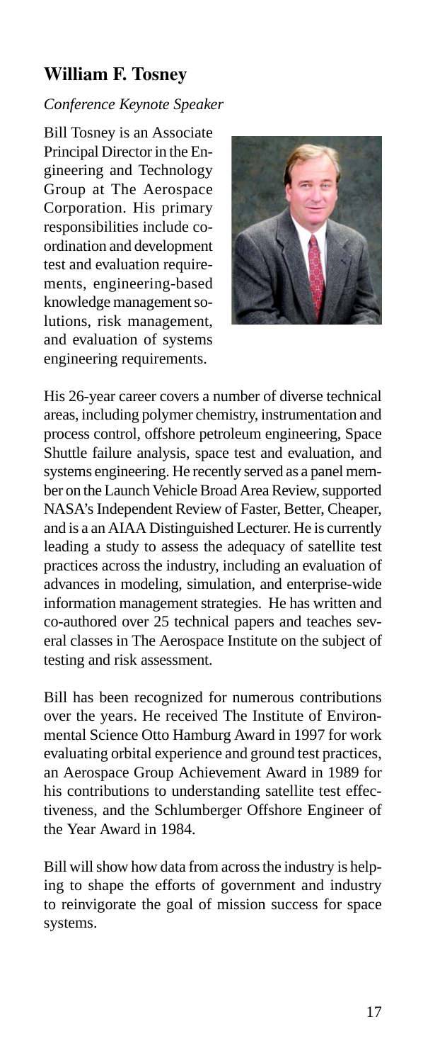## William F. Tosney

*Conference Keynote Speaker*

Bill Tosney is an Associate Principal Director in the Engineering and Technology Group at The Aerospace Corporation. His primary responsibilities include coordination and development test and evaluation requirements, engineering-based knowledge management solutions, risk management, and evaluation of systems engineering requirements.

His 26-year career covers a number of diverse technical areas, including polymer chemistry, instrumentation and process control, offshore petroleum engineering, Space Shuttle failure analysis, space test and evaluation, and systems engineering. He recently served as a panel member on the Launch Vehicle Broad Area Review, supported NASA's Independent Review of Faster, Better, Cheaper, and is a an AIAA Distinguished Lecturer. He is currently leading a study to assess the adequacy of satellite test practices across the industry, including an evaluation of advances in modeling, simulation, and enterprise-wide information management strategies. He has written and co-authored over 25 technical papers and teaches several classes in The Aerospace Institute on the subject of testing and risk assessment.

Bill has been recognized for numerous contributions over the years. He received The Institute of Environmental Science Otto Hamburg Award in 1997 for work evaluating orbital experience and ground test practices, an Aerospace Group Achievement Award in 1989 for his contributions to understanding satellite test effectiveness, and the Schlumberger Offshore Engineer of the Year Award in 1984.

Bill will show how data from across the industry is helping to shape the efforts of government and industry to reinvigorate the goal of mission success for space systems.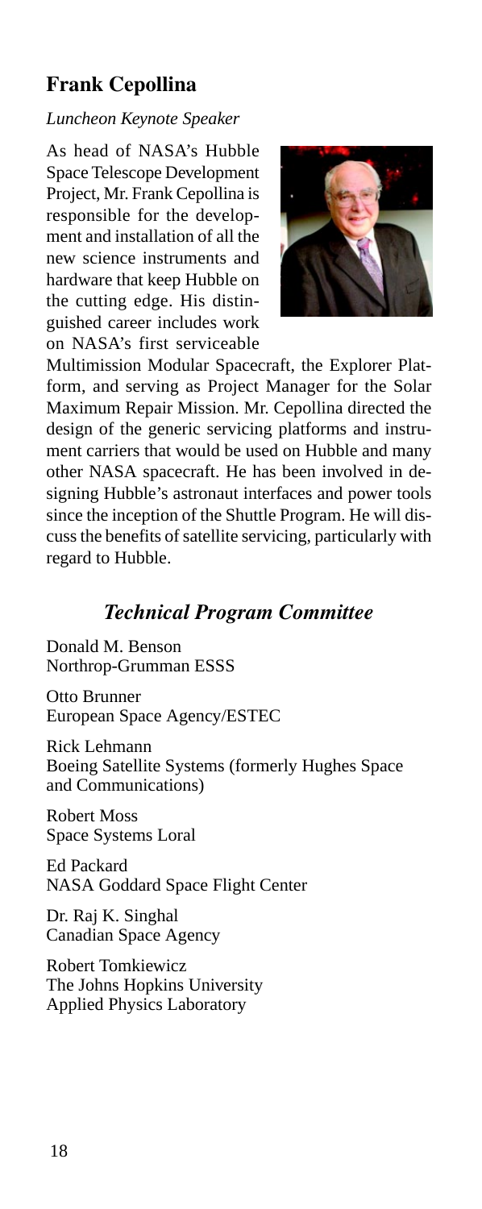## Frank Cepollina

*Luncheon Keynote Speaker*

As head of NASA's Hubble Space Telescope Development Project, Mr. Frank Cepollina is responsible for the development and installation of all the new science instruments and hardware that keep Hubble on the cutting edge. His distinguished career includes work on NASA's first serviceable Multimission Modular Spacecraft, the Explorer Platform, and serving as Project Manager for the Solar Maximum Repair Mission. Mr. Cepollina directed the design of the generic servicing platforms and instrument carriers that would be used on Hubble and many other NASA spacecraft. He has been involved in designing Hubble's astronaut interfaces and power tools since the inception of the Shuttle Program. He will discuss the benefits of satellite servicing, particularly with regard to Hubble.

## *Technical Program Committee*

Donald M. Benson
Northrop-Grumman ESSS

Otto Brunner
European Space Agency/ESTEC

Rick Lehmann
Boeing Satellite Systems (formerly Hughes Space and Communications)

Robert Moss
Space Systems Loral

Ed Packard
NASA Goddard Space Flight Center

Dr. Raj K. Singhal
Canadian Space Agency

Robert Tomkiewicz
The Johns Hopkins University
Applied Physics Laboratory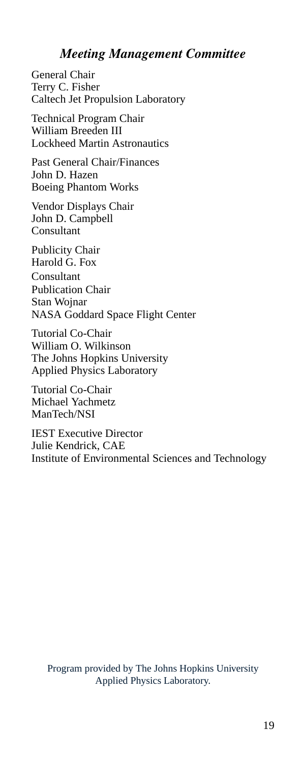## *Meeting Management Committee*

General Chair
Terry C. Fisher
Caltech Jet Propulsion Laboratory

Technical Program Chair
William Breeden III
Lockheed Martin Astronautics

Past General Chair/Finances
John D. Hazen
Boeing Phantom Works

Vendor Displays Chair
John D. Campbell
Consultant

Publicity Chair
Harold G. Fox
Consultant

Publication Chair
Stan Wojnar
NASA Goddard Space Flight Center

Tutorial Co-Chair
William O. Wilkinson
The Johns Hopkins University
Applied Physics Laboratory

Tutorial Co-Chair
Michael Yachmetz
ManTech/NSI

IEST Executive Director
Julie Kendrick, CAE
Institute of Environmental Sciences and Technology

Program provided by The Johns Hopkins University Applied Physics Laboratory.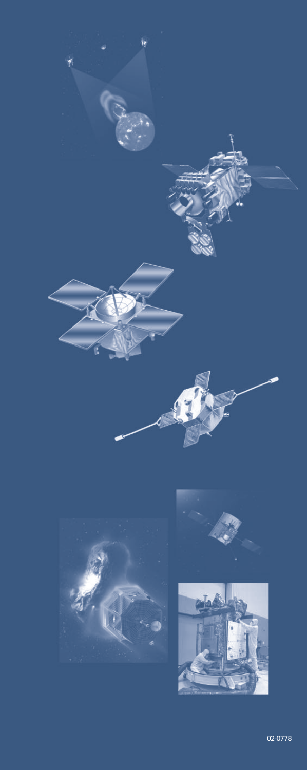02-0778